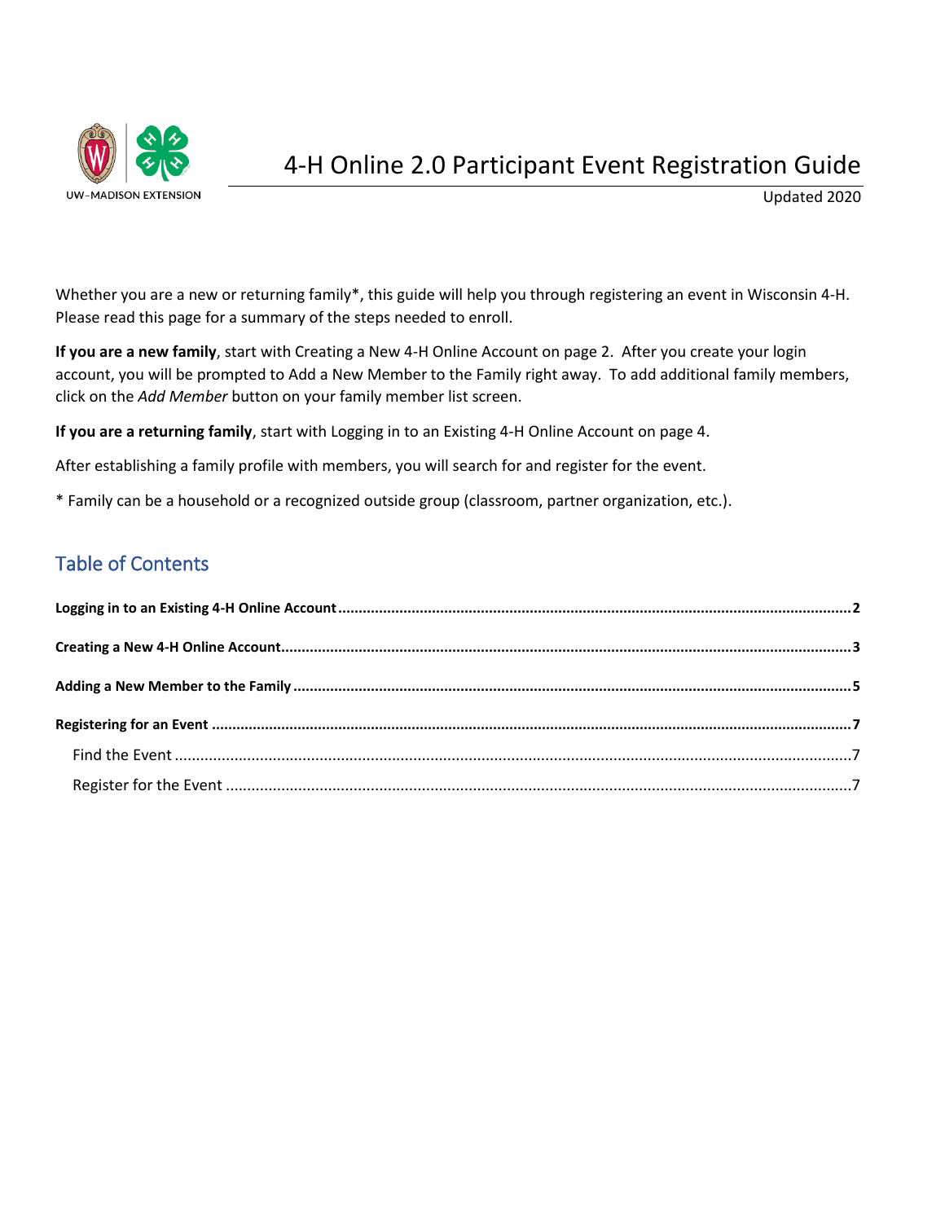UW–MADISON EXTENSION

# 4-H Online 2.0 Participant Event Registration Guide

Updated 2020

Whether you are a new or returning family*, this guide will help you through registering an event in Wisconsin 4-H. Please read this page for a summary of the steps needed to enroll.

**If you are a new family**, start with Creating a New 4-H Online Account on page 2. After you create your login account, you will be prompted to Add a New Member to the Family right away. To add additional family members, click on the *Add Member* button on your family member list screen.

**If you are a returning family**, start with Logging in to an Existing 4-H Online Account on page 4.

After establishing a family profile with members, you will search for and register for the event.

* Family can be a household or a recognized outside group (classroom, partner organization, etc.).

## Table of Contents

**Logging in to an Existing 4-H Online Account** ........ **2**

**Creating a New 4-H Online Account** ........ **3**

**Adding a New Member to the Family** ........ **5**

**Registering for an Event** ........ **7**

- Find the Event ........ 7
- Register for the Event ........ 7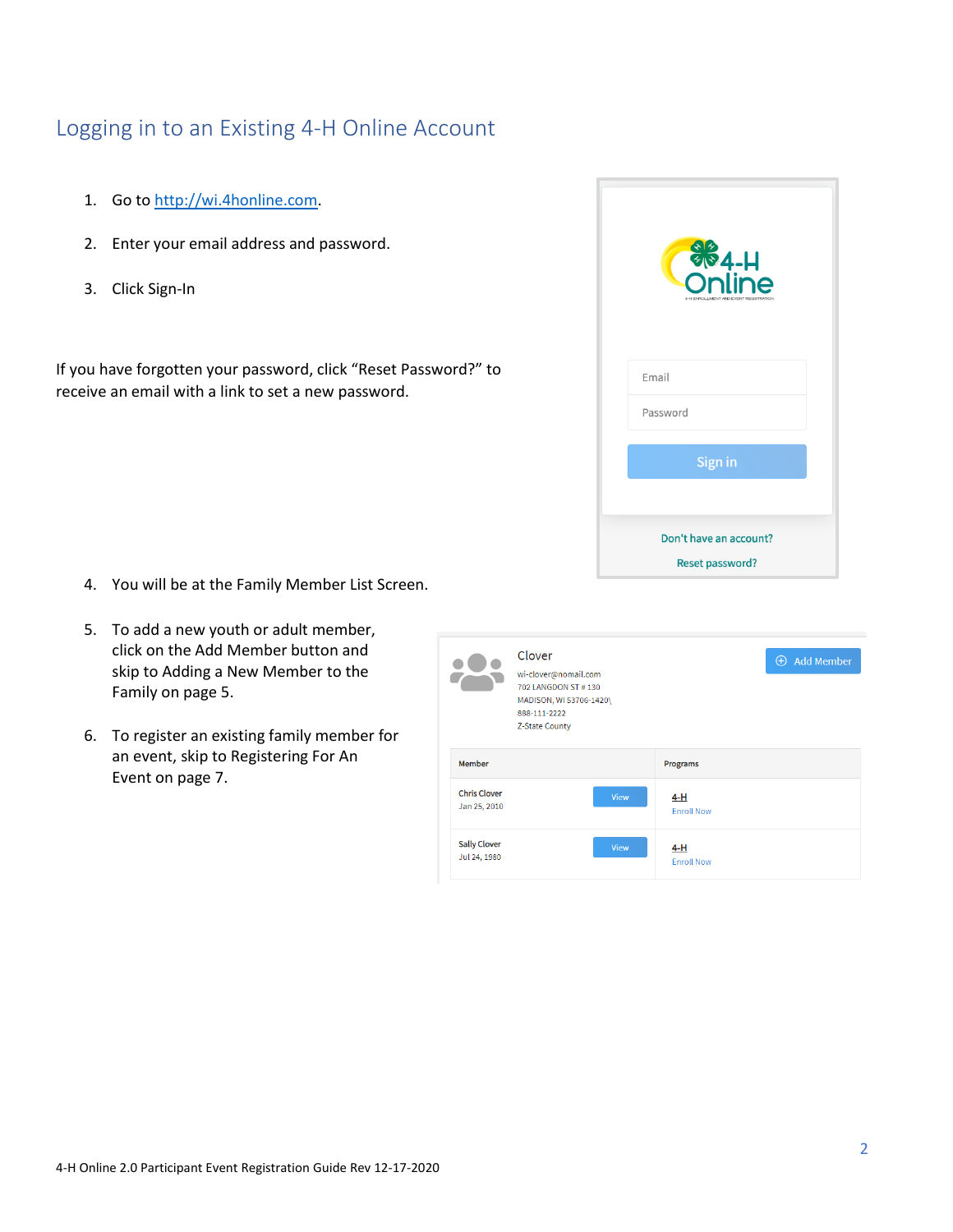## Logging in to an Existing 4-H Online Account

1. Go to http://wi.4honline.com.
2. Enter your email address and password.
3. Click Sign-In

If you have forgotten your password, click "Reset Password?" to receive an email with a link to set a new password.

4. You will be at the Family Member List Screen.
5. To add a new youth or adult member, click on the Add Member button and skip to Adding a New Member to the Family on page 5.
6. To register an existing family member for an event, skip to Registering For An Event on page 7.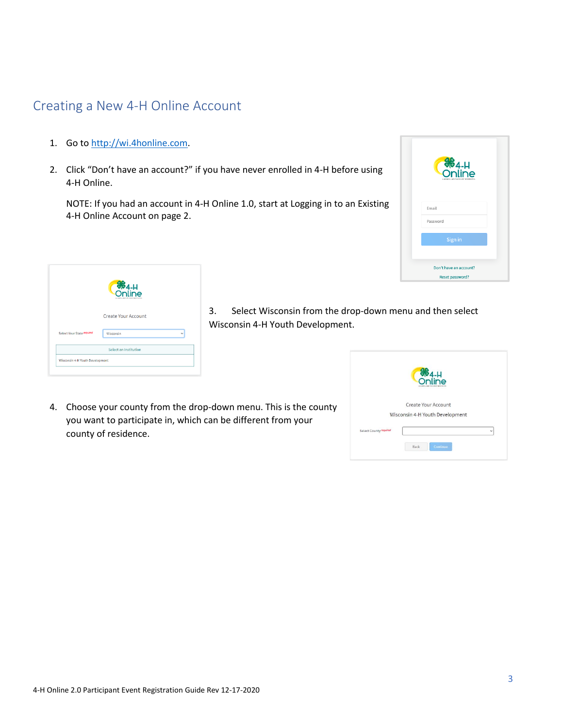## Creating a New 4-H Online Account

1. Go to http://wi.4honline.com.

2. Click "Don't have an account?" if you have never enrolled in 4-H before using 4-H Online.

   NOTE: If you had an account in 4-H Online 1.0, start at Logging in to an Existing 4-H Online Account on page 2.

3. Select Wisconsin from the drop-down menu and then select Wisconsin 4-H Youth Development.

4. Choose your county from the drop-down menu. This is the county you want to participate in, which can be different from your county of residence.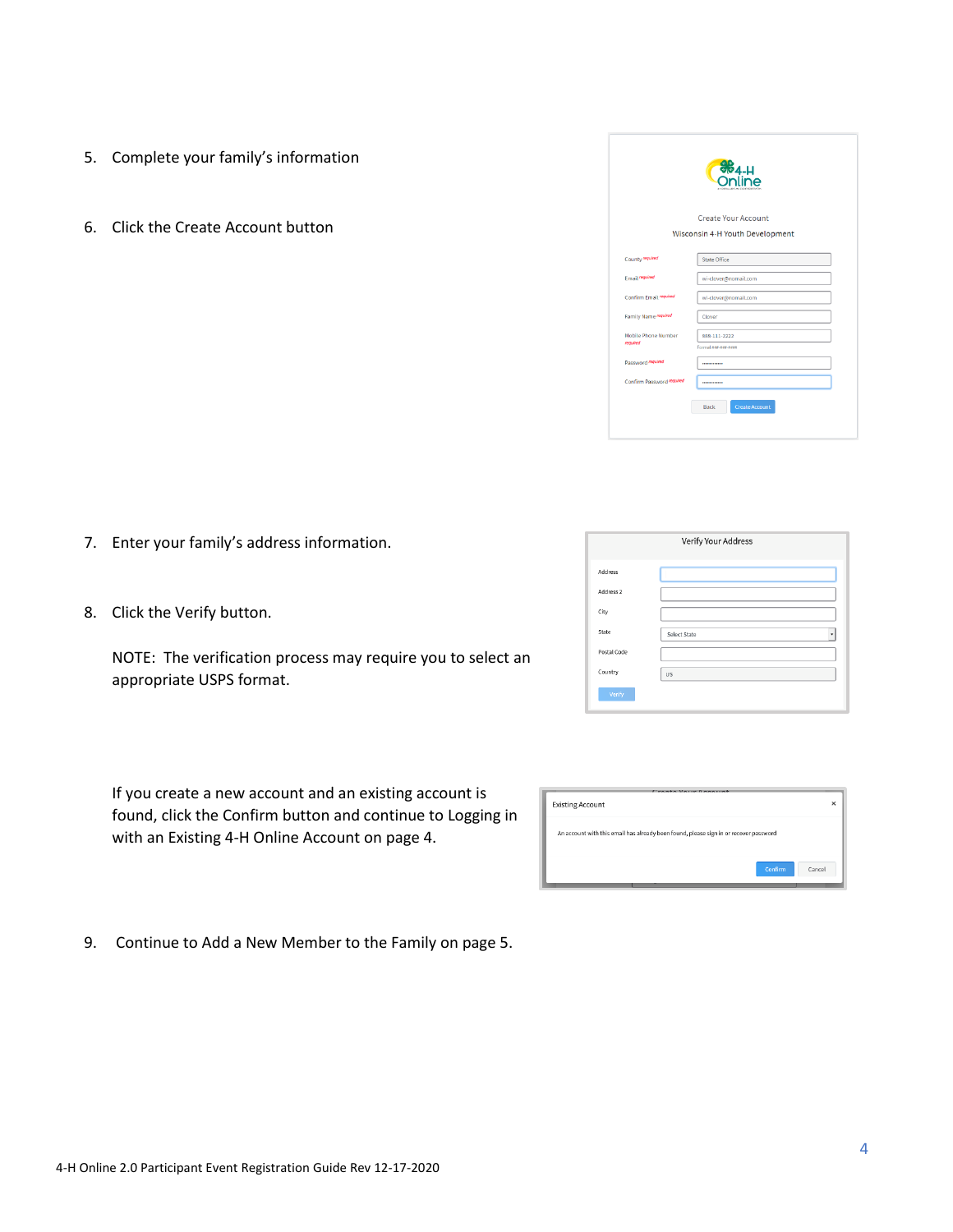5. Complete your family's information

6. Click the Create Account button

7. Enter your family's address information.

8. Click the Verify button.

   NOTE: The verification process may require you to select an appropriate USPS format.

   If you create a new account and an existing account is found, click the Confirm button and continue to Logging in with an Existing 4-H Online Account on page 4.

9. Continue to Add a New Member to the Family on page 5.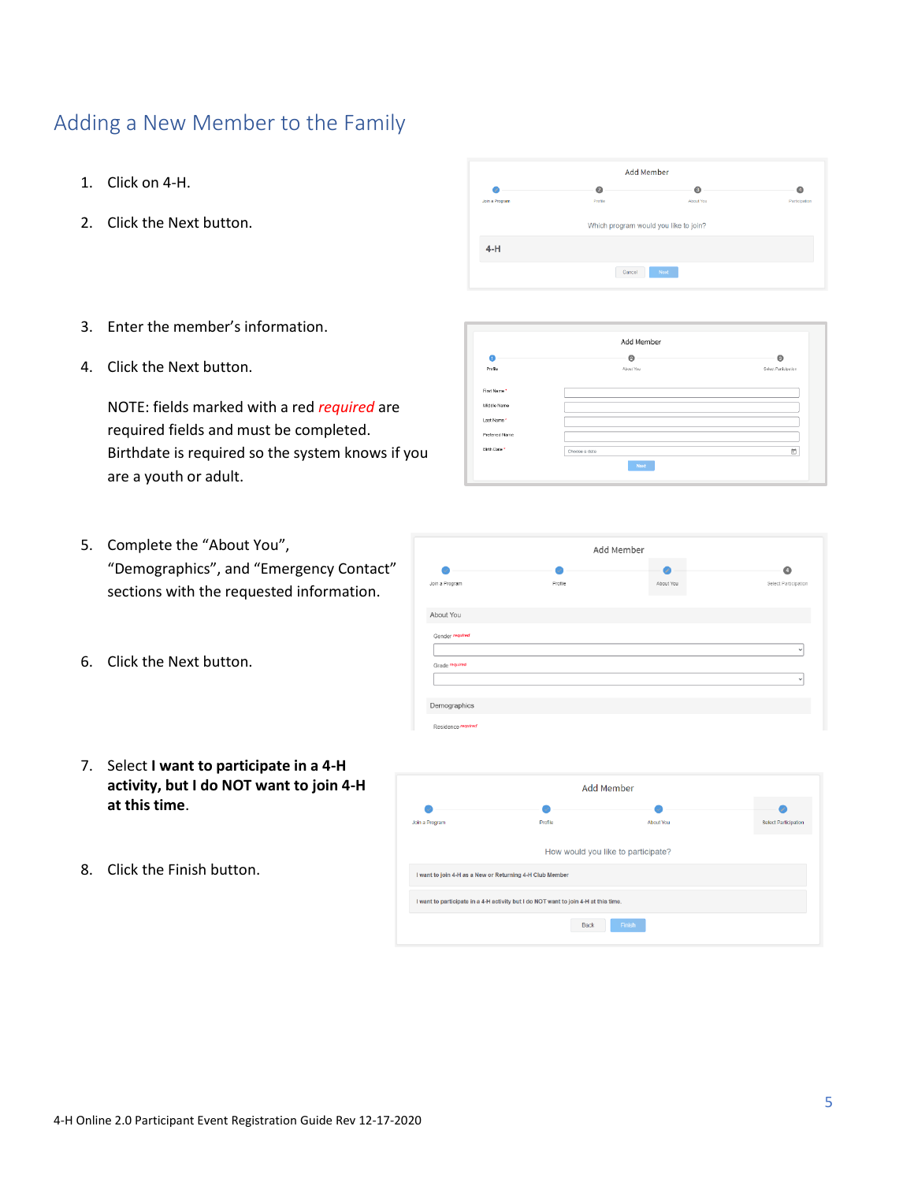# Adding a New Member to the Family

1. Click on 4-H.
2. Click the Next button.
3. Enter the member's information.
4. Click the Next button.

   NOTE: fields marked with a red *required* are required fields and must be completed. Birthdate is required so the system knows if you are a youth or adult.

5. Complete the "About You", "Demographics", and "Emergency Contact" sections with the requested information.
6. Click the Next button.
7. Select **I want to participate in a 4-H activity, but I do NOT want to join 4-H at this time**.
8. Click the Finish button.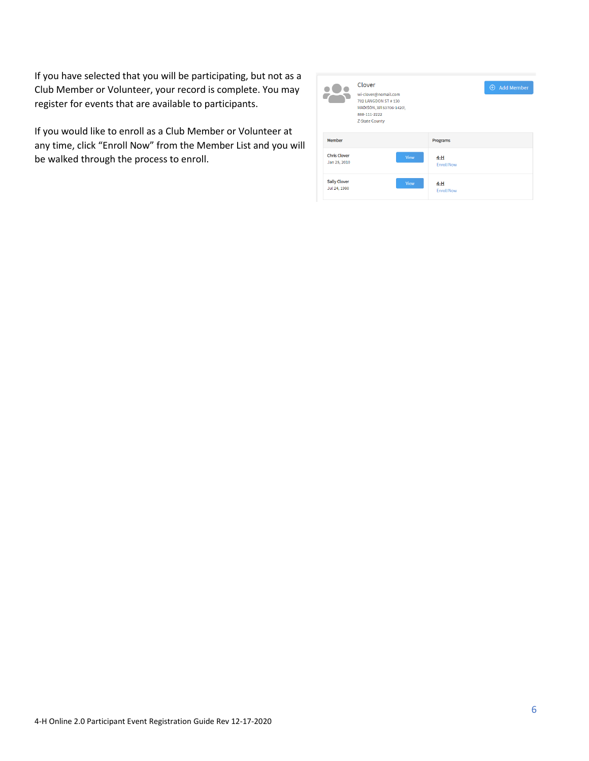If you have selected that you will be participating, but not as a Club Member or Volunteer, your record is complete. You may register for events that are available to participants.

If you would like to enroll as a Club Member or Volunteer at any time, click “Enroll Now” from the Member List and you will be walked through the process to enroll.

Clover
wi-clover@nomail.com
702 LANGDON ST # 130
MADISON, WI 53706-1420\
888-111-2222
Z-State County

Add Member

| Member | | Programs |
|---|---|---|
| Chris Clover<br>Jan 25, 2010 | View | 4-H<br>Enroll Now |
| Sally Clover<br>Jul 24, 1980 | View | 4-H<br>Enroll Now |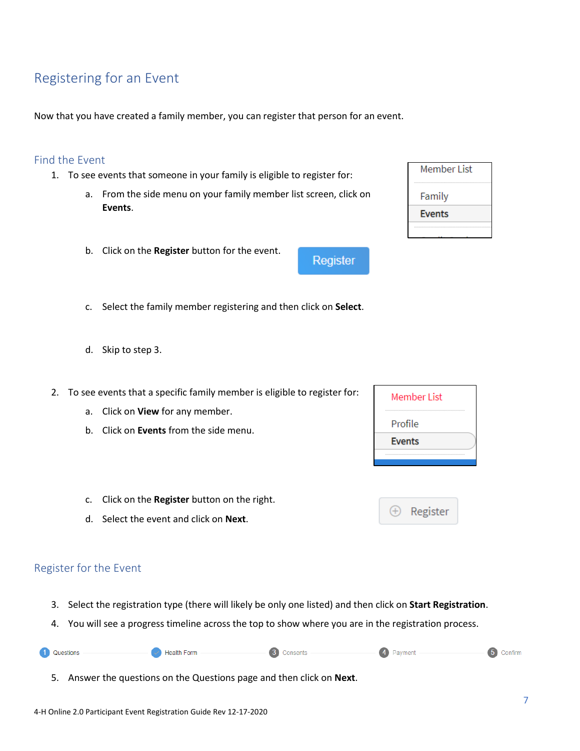## Registering for an Event

Now that you have created a family member, you can register that person for an event.

### Find the Event

1. To see events that someone in your family is eligible to register for:
   a. From the side menu on your family member list screen, click on **Events**.
   b. Click on the **Register** button for the event.
   c. Select the family member registering and then click on **Select**.
   d. Skip to step 3.

2. To see events that a specific family member is eligible to register for:
   a. Click on **View** for any member.
   b. Click on **Events** from the side menu.
   c. Click on the **Register** button on the right.
   d. Select the event and click on **Next**.

### Register for the Event

3. Select the registration type (there will likely be only one listed) and then click on **Start Registration**.
4. You will see a progress timeline across the top to show where you are in the registration process.
5. Answer the questions on the Questions page and then click on **Next**.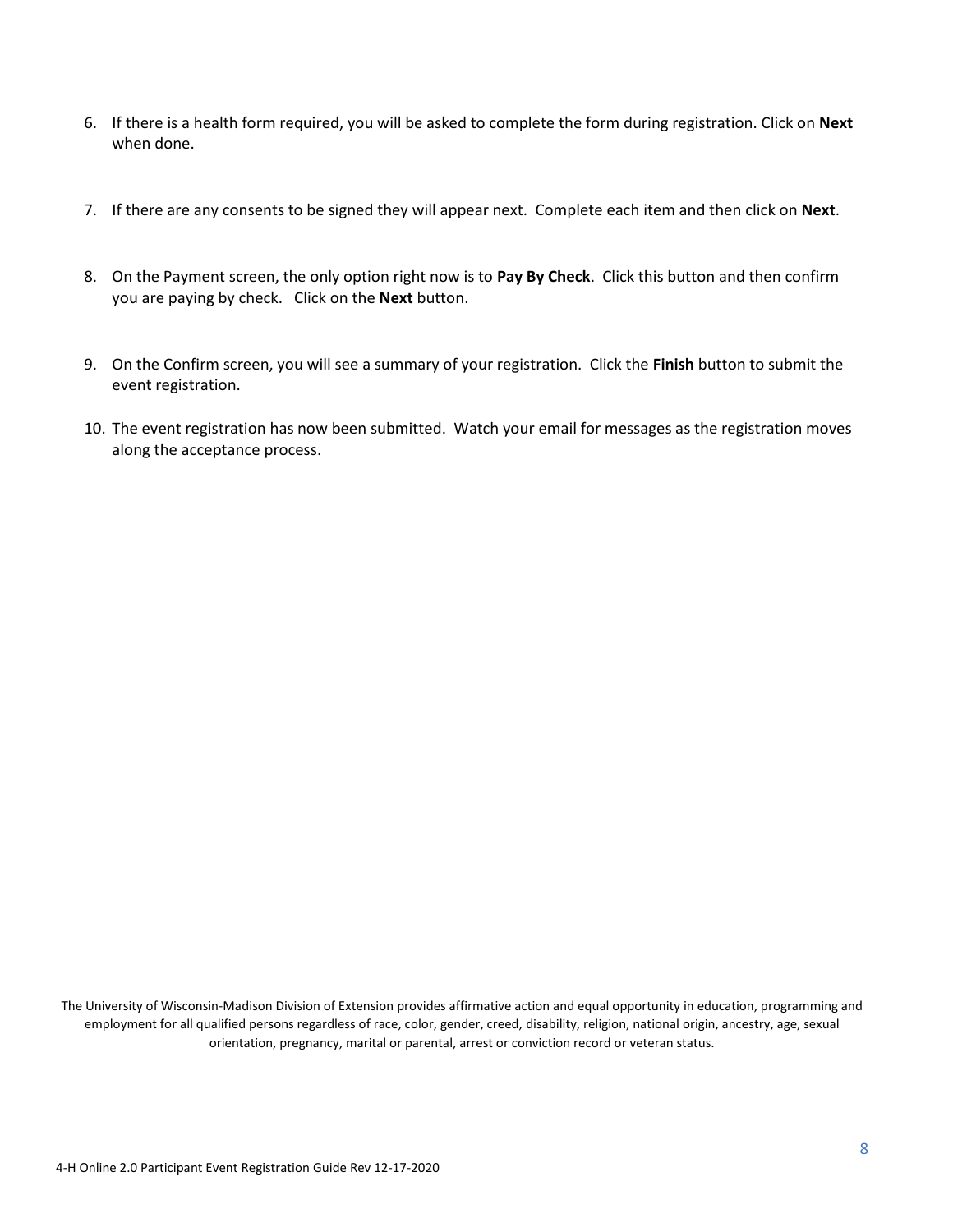6. If there is a health form required, you will be asked to complete the form during registration. Click on **Next** when done.

7. If there are any consents to be signed they will appear next. Complete each item and then click on **Next**.

8. On the Payment screen, the only option right now is to **Pay By Check**. Click this button and then confirm you are paying by check. Click on the **Next** button.

9. On the Confirm screen, you will see a summary of your registration. Click the **Finish** button to submit the event registration.

10. The event registration has now been submitted. Watch your email for messages as the registration moves along the acceptance process.

The University of Wisconsin-Madison Division of Extension provides affirmative action and equal opportunity in education, programming and employment for all qualified persons regardless of race, color, gender, creed, disability, religion, national origin, ancestry, age, sexual orientation, pregnancy, marital or parental, arrest or conviction record or veteran status.